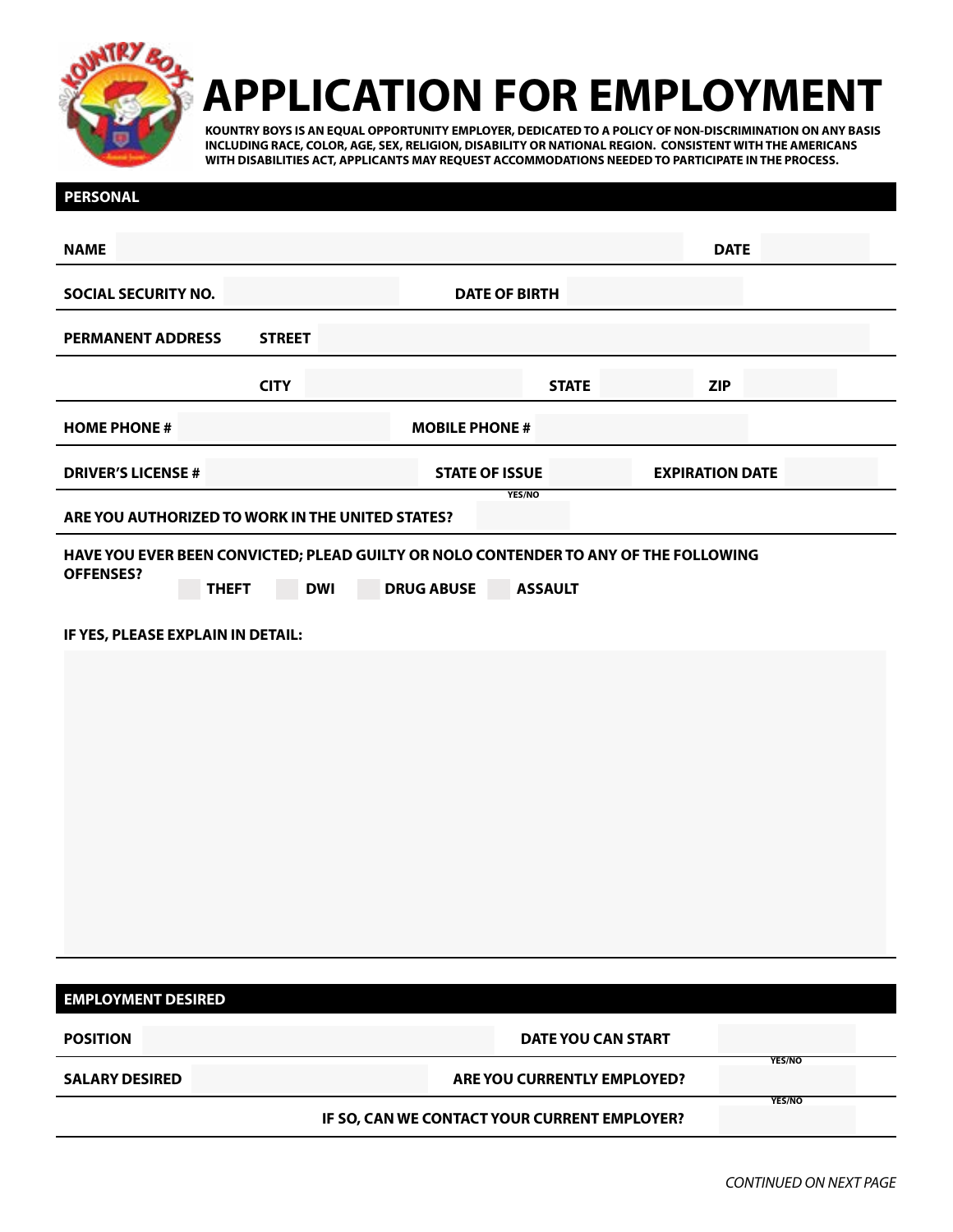# APPLICATION FOR EMPLOYMENT

**KOUNTRY BOYS IS AN EQUAL OPPORTUNITY EMPLOYER, DEDICATED TO A POLICY OF NON-DISCRIMINATION ON ANY BASIS INCLUDING RACE, COLOR, AGE, SEX, RELIGION, DISABILITY OR NATIONAL REGION. CONSISTENT WITH THE AMERICANS WITH DISABILITIES ACT, APPLICANTS MAY REQUEST ACCOMMODATIONS NEEDED TO PARTICIPATE IN THE PROCESS.**

## PERSONAL

**NAME** ______________________ **DATE** __________

**SOCIAL SECURITY NO.** __________ **DATE OF BIRTH** __________

**PERMANENT ADDRESS** **STREET** ______________________

**CITY** __________ **STATE** __________ **ZIP** __________

**HOME PHONE #** __________ **MOBILE PHONE #** __________

**DRIVER'S LICENSE #** __________ **STATE OF ISSUE** __________ **EXPIRATION DATE** __________

**ARE YOU AUTHORIZED TO WORK IN THE UNITED STATES?** YES/NO __________

**HAVE YOU EVER BEEN CONVICTED; PLEAD GUILTY OR NOLO CONTENDER TO ANY OF THE FOLLOWING OFFENSES?**

☐ **THEFT** ☐ **DWI** ☐ **DRUG ABUSE** ☐ **ASSAULT**

**IF YES, PLEASE EXPLAIN IN DETAIL:**

______________________

## EMPLOYMENT DESIRED

**POSITION** ______________________ **DATE YOU CAN START** __________

**SALARY DESIRED** __________ **ARE YOU CURRENTLY EMPLOYED?** YES/NO __________

**IF SO, CAN WE CONTACT YOUR CURRENT EMPLOYER?** YES/NO __________

*CONTINUED ON NEXT PAGE*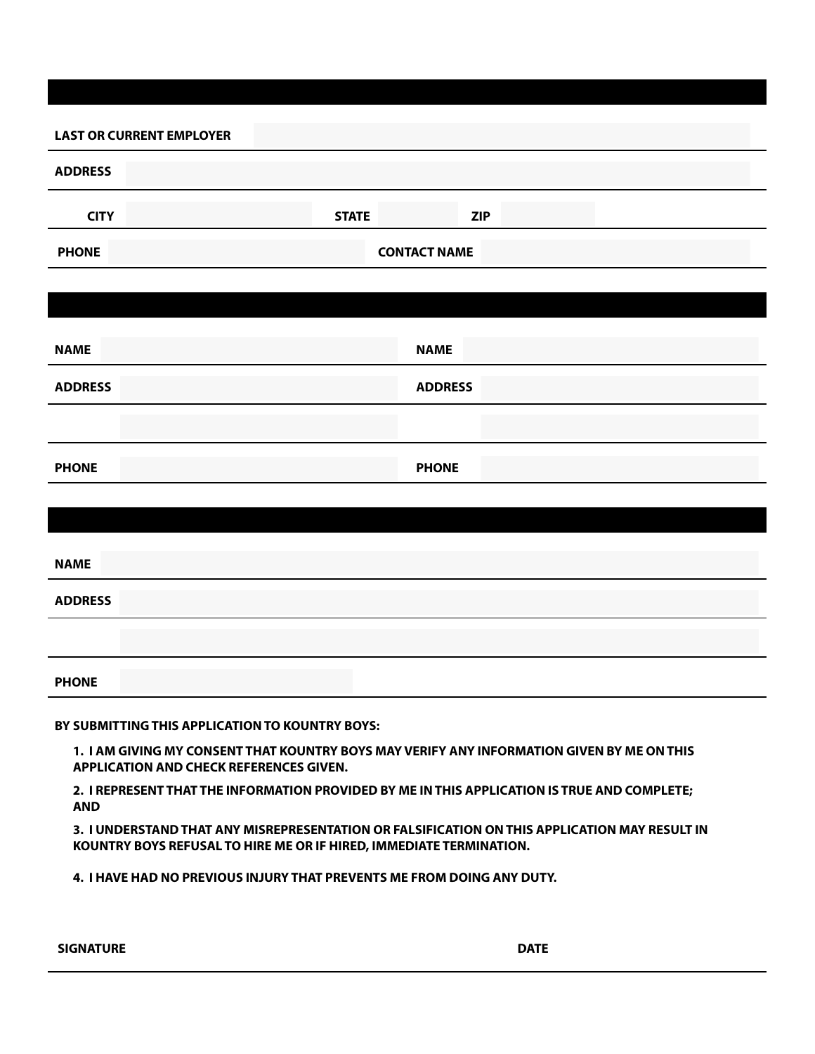| | | | | | |
|---|---|---|---|---|---|
| **LAST OR CURRENT EMPLOYER** | | | | | |
| **ADDRESS** | | | | | |
| **CITY** | | **STATE** | | **ZIP** | |
| **PHONE** | | **CONTACT NAME** | | | |

| | | | |
|---|---|---|---|
| **NAME** | | **NAME** | |
| **ADDRESS** | | **ADDRESS** | |
| | | | |
| **PHONE** | | **PHONE** | |

| | |
|---|---|
| **NAME** | |
| **ADDRESS** | |
| | |
| **PHONE** | |

**BY SUBMITTING THIS APPLICATION TO KOUNTRY BOYS:**

1. **I AM GIVING MY CONSENT THAT KOUNTRY BOYS MAY VERIFY ANY INFORMATION GIVEN BY ME ON THIS APPLICATION AND CHECK REFERENCES GIVEN.**
2. **I REPRESENT THAT THE INFORMATION PROVIDED BY ME IN THIS APPLICATION IS TRUE AND COMPLETE; AND**
3. **I UNDERSTAND THAT ANY MISREPRESENTATION OR FALSIFICATION ON THIS APPLICATION MAY RESULT IN KOUNTRY BOYS REFUSAL TO HIRE ME OR IF HIRED, IMMEDIATE TERMINATION.**
4. **I HAVE HAD NO PREVIOUS INJURY THAT PREVENTS ME FROM DOING ANY DUTY.**

**SIGNATURE** &nbsp;&nbsp;&nbsp;&nbsp;&nbsp;&nbsp;&nbsp;&nbsp;&nbsp;&nbsp;&nbsp;&nbsp;&nbsp;&nbsp;&nbsp;&nbsp;&nbsp;&nbsp;&nbsp;&nbsp; **DATE**